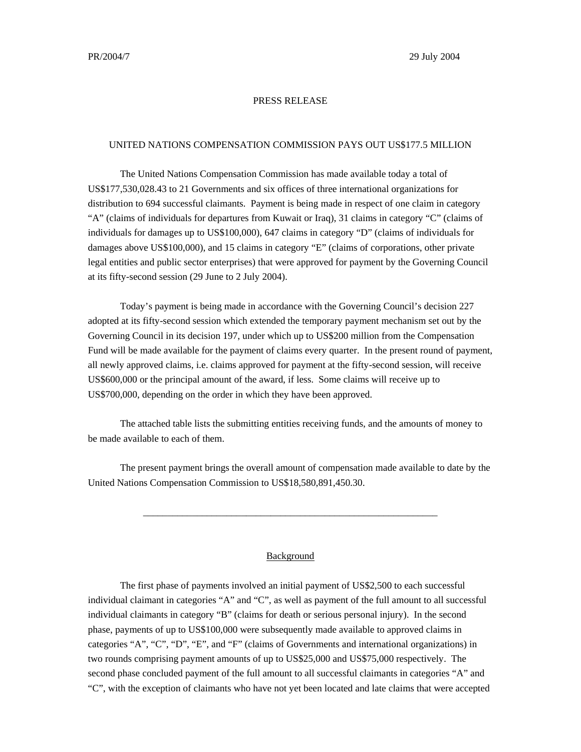PR/2004/7 29 July 2004

PRESS RELEASE

# UNITED NATIONS COMPENSATION COMMISSION PAYS OUT US$177.5 MILLION

The United Nations Compensation Commission has made available today a total of US$177,530,028.43 to 21 Governments and six offices of three international organizations for distribution to 694 successful claimants. Payment is being made in respect of one claim in category "A" (claims of individuals for departures from Kuwait or Iraq), 31 claims in category "C" (claims of individuals for damages up to US$100,000), 647 claims in category "D" (claims of individuals for damages above US$100,000), and 15 claims in category "E" (claims of corporations, other private legal entities and public sector enterprises) that were approved for payment by the Governing Council at its fifty-second session (29 June to 2 July 2004).

Today's payment is being made in accordance with the Governing Council's decision 227 adopted at its fifty-second session which extended the temporary payment mechanism set out by the Governing Council in its decision 197, under which up to US$200 million from the Compensation Fund will be made available for the payment of claims every quarter. In the present round of payment, all newly approved claims, i.e. claims approved for payment at the fifty-second session, will receive US$600,000 or the principal amount of the award, if less. Some claims will receive up to US$700,000, depending on the order in which they have been approved.

The attached table lists the submitting entities receiving funds, and the amounts of money to be made available to each of them.

The present payment brings the overall amount of compensation made available to date by the United Nations Compensation Commission to US$18,580,891,450.30.

---

## Background

The first phase of payments involved an initial payment of US$2,500 to each successful individual claimant in categories "A" and "C", as well as payment of the full amount to all successful individual claimants in category "B" (claims for death or serious personal injury). In the second phase, payments of up to US$100,000 were subsequently made available to approved claims in categories "A", "C", "D", "E", and "F" (claims of Governments and international organizations) in two rounds comprising payment amounts of up to US$25,000 and US$75,000 respectively. The second phase concluded payment of the full amount to all successful claimants in categories "A" and "C", with the exception of claimants who have not yet been located and late claims that were accepted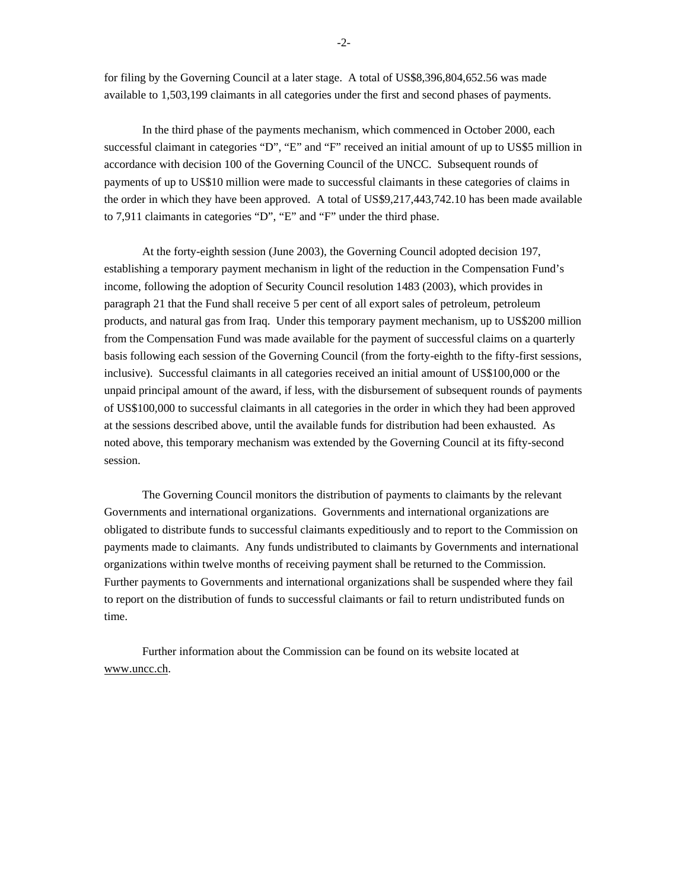for filing by the Governing Council at a later stage. A total of US$8,396,804,652.56 was made available to 1,503,199 claimants in all categories under the first and second phases of payments.

In the third phase of the payments mechanism, which commenced in October 2000, each successful claimant in categories "D", "E" and "F" received an initial amount of up to US$5 million in accordance with decision 100 of the Governing Council of the UNCC. Subsequent rounds of payments of up to US$10 million were made to successful claimants in these categories of claims in the order in which they have been approved. A total of US$9,217,443,742.10 has been made available to 7,911 claimants in categories "D", "E" and "F" under the third phase.

At the forty-eighth session (June 2003), the Governing Council adopted decision 197, establishing a temporary payment mechanism in light of the reduction in the Compensation Fund's income, following the adoption of Security Council resolution 1483 (2003), which provides in paragraph 21 that the Fund shall receive 5 per cent of all export sales of petroleum, petroleum products, and natural gas from Iraq. Under this temporary payment mechanism, up to US$200 million from the Compensation Fund was made available for the payment of successful claims on a quarterly basis following each session of the Governing Council (from the forty-eighth to the fifty-first sessions, inclusive). Successful claimants in all categories received an initial amount of US$100,000 or the unpaid principal amount of the award, if less, with the disbursement of subsequent rounds of payments of US$100,000 to successful claimants in all categories in the order in which they had been approved at the sessions described above, until the available funds for distribution had been exhausted. As noted above, this temporary mechanism was extended by the Governing Council at its fifty-second session.

The Governing Council monitors the distribution of payments to claimants by the relevant Governments and international organizations. Governments and international organizations are obligated to distribute funds to successful claimants expeditiously and to report to the Commission on payments made to claimants. Any funds undistributed to claimants by Governments and international organizations within twelve months of receiving payment shall be returned to the Commission. Further payments to Governments and international organizations shall be suspended where they fail to report on the distribution of funds to successful claimants or fail to return undistributed funds on time.

Further information about the Commission can be found on its website located at www.uncc.ch.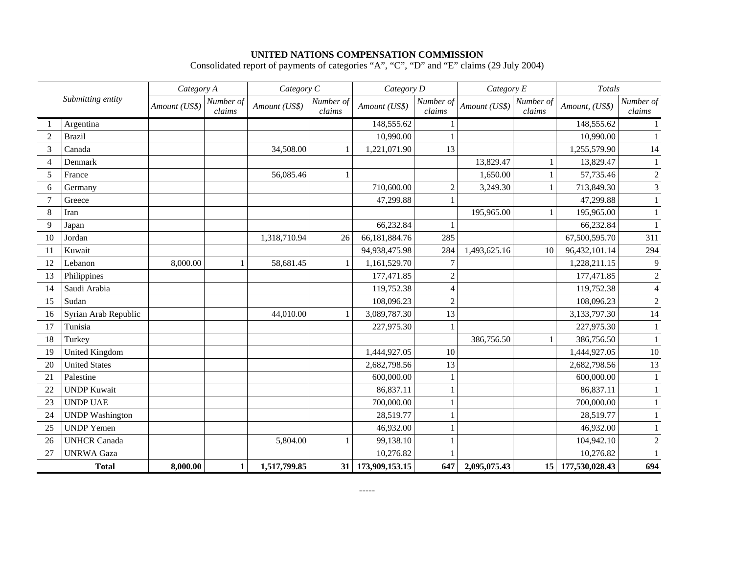**UNITED NATIONS COMPENSATION COMMISSION**

Consolidated report of payments of categories "A", "C", "D" and "E" claims (29 July 2004)

| | *Submitting entity* | *Category A* | | *Category C* | | *Category D* | | *Category E* | | *Totals* | |
|---|---|---|---|---|---|---|---|---|---|---|---|
| | | *Amount (US$)* | *Number of claims* | *Amount (US$)* | *Number of claims* | *Amount (US$)* | *Number of claims* | *Amount (US$)* | *Number of claims* | *Amount, (US$)* | *Number of claims* |
| 1 | Argentina | | | | | 148,555.62 | 1 | | | 148,555.62 | 1 |
| 2 | Brazil | | | | | 10,990.00 | 1 | | | 10,990.00 | 1 |
| 3 | Canada | | | 34,508.00 | 1 | 1,221,071.90 | 13 | | | 1,255,579.90 | 14 |
| 4 | Denmark | | | | | | | 13,829.47 | 1 | 13,829.47 | 1 |
| 5 | France | | | 56,085.46 | 1 | | | 1,650.00 | 1 | 57,735.46 | 2 |
| 6 | Germany | | | | | 710,600.00 | 2 | 3,249.30 | 1 | 713,849.30 | 3 |
| 7 | Greece | | | | | 47,299.88 | 1 | | | 47,299.88 | 1 |
| 8 | Iran | | | | | | | 195,965.00 | 1 | 195,965.00 | 1 |
| 9 | Japan | | | | | 66,232.84 | 1 | | | 66,232.84 | 1 |
| 10 | Jordan | | | 1,318,710.94 | 26 | 66,181,884.76 | 285 | | | 67,500,595.70 | 311 |
| 11 | Kuwait | | | | | 94,938,475.98 | 284 | 1,493,625.16 | 10 | 96,432,101.14 | 294 |
| 12 | Lebanon | 8,000.00 | 1 | 58,681.45 | 1 | 1,161,529.70 | 7 | | | 1,228,211.15 | 9 |
| 13 | Philippines | | | | | 177,471.85 | 2 | | | 177,471.85 | 2 |
| 14 | Saudi Arabia | | | | | 119,752.38 | 4 | | | 119,752.38 | 4 |
| 15 | Sudan | | | | | 108,096.23 | 2 | | | 108,096.23 | 2 |
| 16 | Syrian Arab Republic | | | 44,010.00 | 1 | 3,089,787.30 | 13 | | | 3,133,797.30 | 14 |
| 17 | Tunisia | | | | | 227,975.30 | 1 | | | 227,975.30 | 1 |
| 18 | Turkey | | | | | | | 386,756.50 | 1 | 386,756.50 | 1 |
| 19 | United Kingdom | | | | | 1,444,927.05 | 10 | | | 1,444,927.05 | 10 |
| 20 | United States | | | | | 2,682,798.56 | 13 | | | 2,682,798.56 | 13 |
| 21 | Palestine | | | | | 600,000.00 | 1 | | | 600,000.00 | 1 |
| 22 | UNDP Kuwait | | | | | 86,837.11 | 1 | | | 86,837.11 | 1 |
| 23 | UNDP UAE | | | | | 700,000.00 | 1 | | | 700,000.00 | 1 |
| 24 | UNDP Washington | | | | | 28,519.77 | 1 | | | 28,519.77 | 1 |
| 25 | UNDP Yemen | | | | | 46,932.00 | 1 | | | 46,932.00 | 1 |
| 26 | UNHCR Canada | | | 5,804.00 | 1 | 99,138.10 | 1 | | | 104,942.10 | 2 |
| 27 | UNRWA Gaza | | | | | 10,276.82 | 1 | | | 10,276.82 | 1 |
| | **Total** | **8,000.00** | **1** | **1,517,799.85** | **31** | **173,909,153.15** | **647** | **2,095,075.43** | **15** | **177,530,028.43** | **694** |

-----